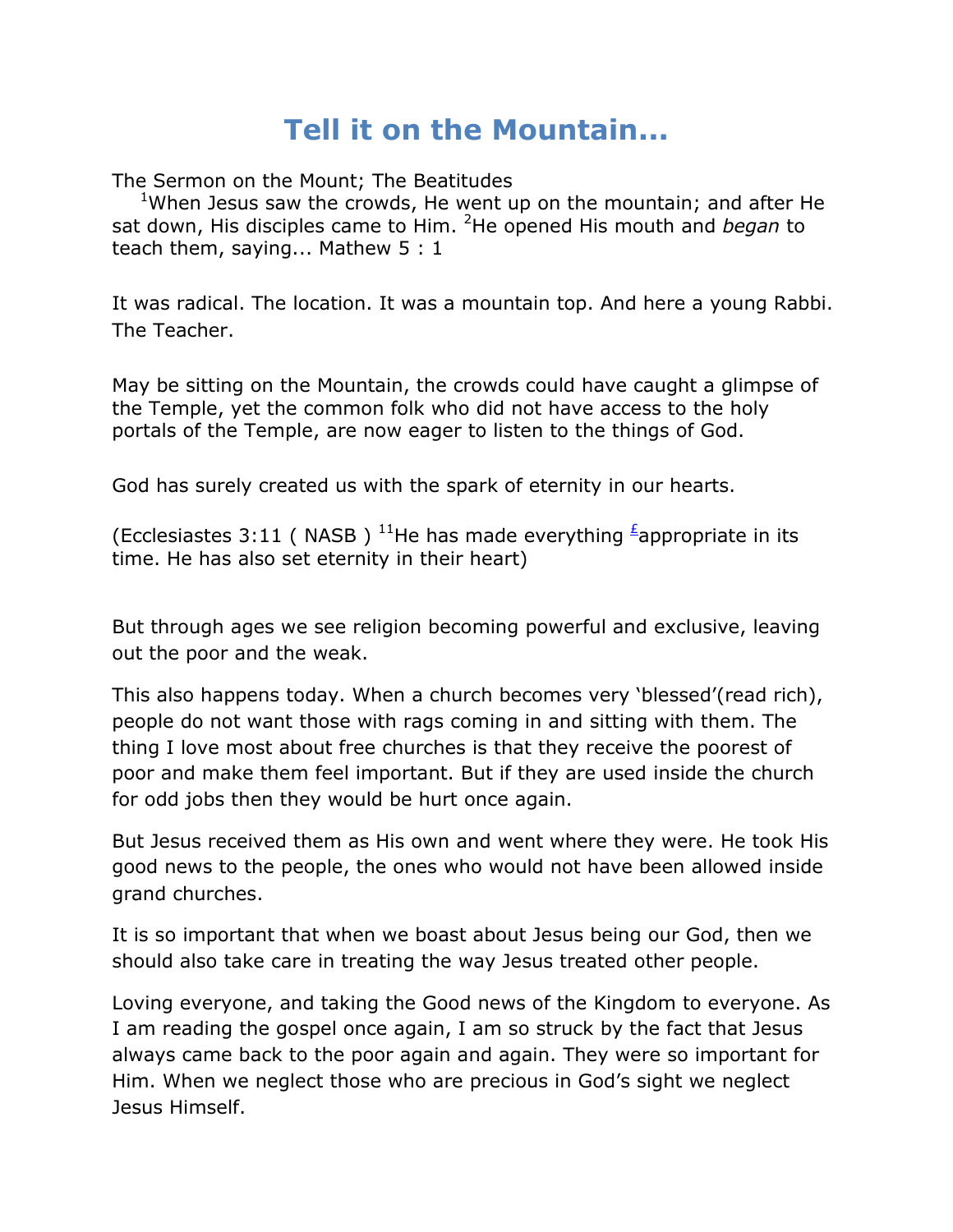# Tell it on the Mountain...

The Sermon on the Mount; The Beatitudes

[1]When Jesus saw the crowds, He went up on the mountain; and after He sat down, His disciples came to Him. [2]He opened His mouth and *began* to teach them, saying... Mathew 5 : 1

It was radical. The location. It was a mountain top. And here a young Rabbi. The Teacher.

May be sitting on the Mountain, the crowds could have caught a glimpse of the Temple, yet the common folk who did not have access to the holy portals of the Temple, are now eager to listen to the things of God.

God has surely created us with the spark of eternity in our hearts.

(Ecclesiastes 3:11 ( NASB ) [11]He has made everything [f]appropriate in its time. He has also set eternity in their heart)

But through ages we see religion becoming powerful and exclusive, leaving out the poor and the weak.

This also happens today. When a church becomes very 'blessed'(read rich), people do not want those with rags coming in and sitting with them. The thing I love most about free churches is that they receive the poorest of poor and make them feel important. But if they are used inside the church for odd jobs then they would be hurt once again.

But Jesus received them as His own and went where they were. He took His good news to the people, the ones who would not have been allowed inside grand churches.

It is so important that when we boast about Jesus being our God, then we should also take care in treating the way Jesus treated other people.

Loving everyone, and taking the Good news of the Kingdom to everyone. As I am reading the gospel once again, I am so struck by the fact that Jesus always came back to the poor again and again. They were so important for Him. When we neglect those who are precious in God's sight we neglect Jesus Himself.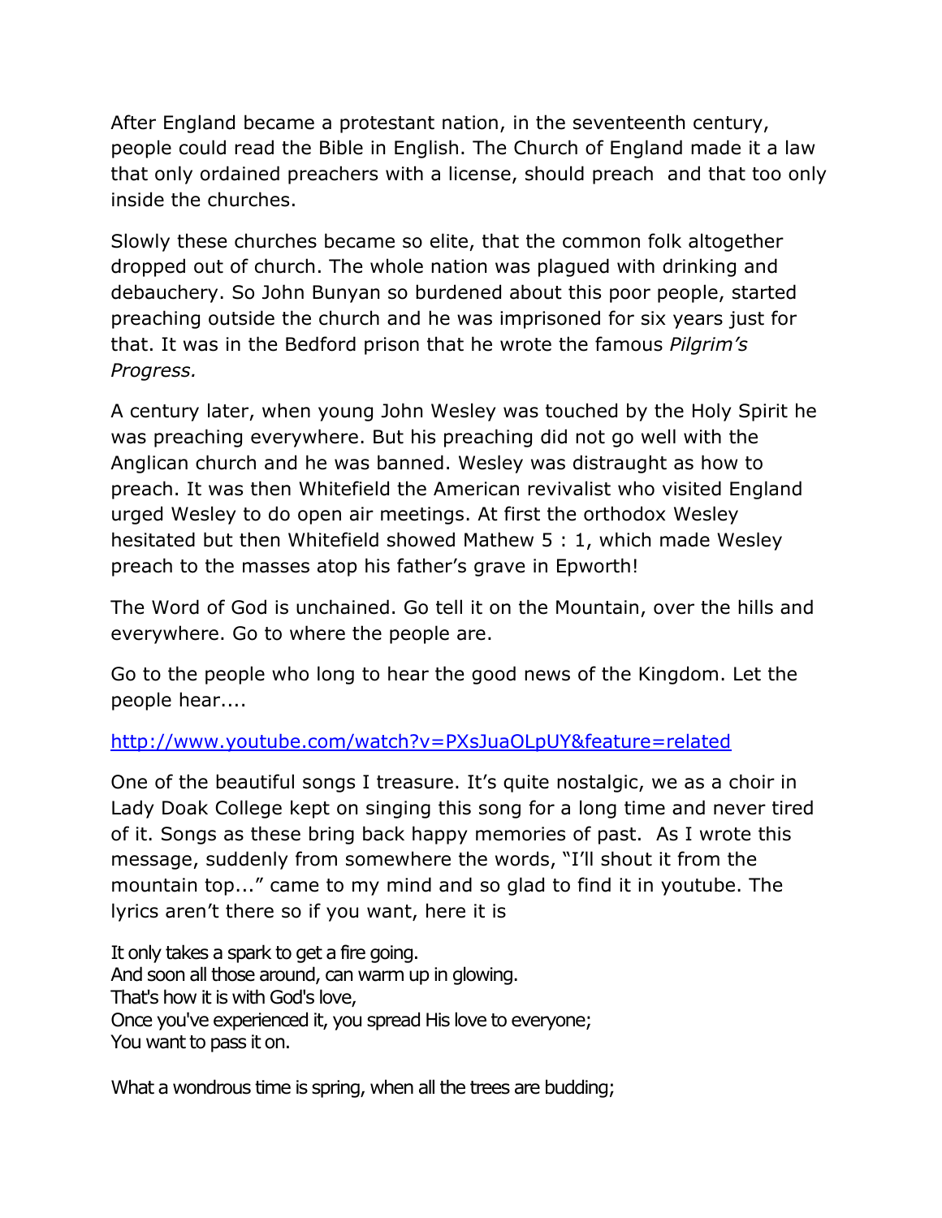After England became a protestant nation, in the seventeenth century, people could read the Bible in English. The Church of England made it a law that only ordained preachers with a license, should preach  and that too only inside the churches.

Slowly these churches became so elite, that the common folk altogether dropped out of church. The whole nation was plagued with drinking and debauchery. So John Bunyan so burdened about this poor people, started preaching outside the church and he was imprisoned for six years just for that. It was in the Bedford prison that he wrote the famous *Pilgrim's Progress.*

A century later, when young John Wesley was touched by the Holy Spirit he was preaching everywhere. But his preaching did not go well with the Anglican church and he was banned. Wesley was distraught as how to preach. It was then Whitefield the American revivalist who visited England urged Wesley to do open air meetings. At first the orthodox Wesley hesitated but then Whitefield showed Mathew 5 : 1, which made Wesley preach to the masses atop his father's grave in Epworth!

The Word of God is unchained. Go tell it on the Mountain, over the hills and everywhere. Go to where the people are.

Go to the people who long to hear the good news of the Kingdom. Let the people hear....

http://www.youtube.com/watch?v=PXsJuaOLpUY&feature=related

One of the beautiful songs I treasure. It's quite nostalgic, we as a choir in Lady Doak College kept on singing this song for a long time and never tired of it. Songs as these bring back happy memories of past.  As I wrote this message, suddenly from somewhere the words, "I'll shout it from the mountain top..." came to my mind and so glad to find it in youtube. The lyrics aren't there so if you want, here it is

It only takes a spark to get a fire going.
And soon all those around, can warm up in glowing.
That's how it is with God's love,
Once you've experienced it, you spread His love to everyone;
You want to pass it on.

What a wondrous time is spring, when all the trees are budding;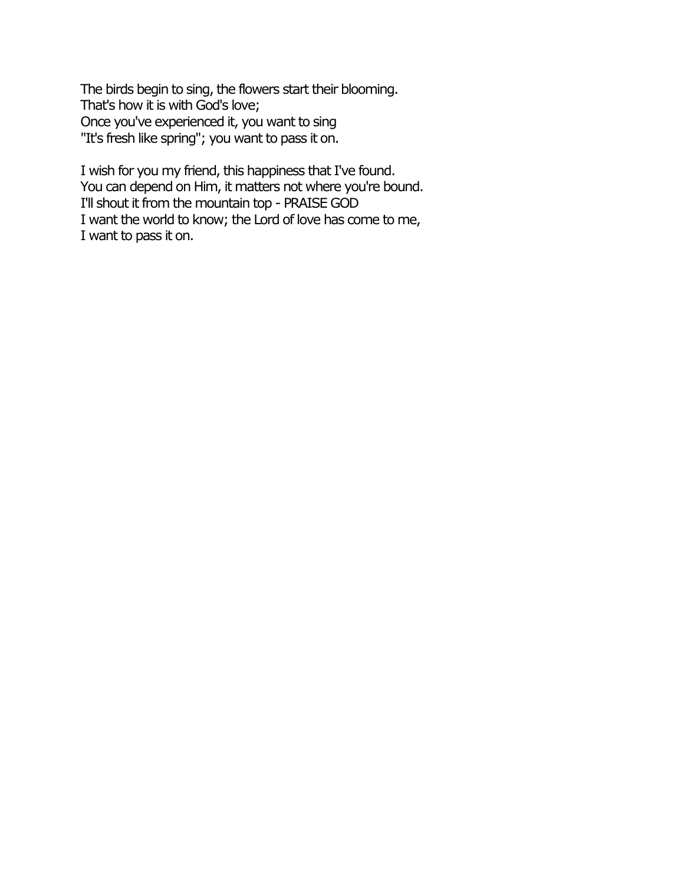The birds begin to sing, the flowers start their blooming.
That's how it is with God's love;
Once you've experienced it, you want to sing
"It's fresh like spring"; you want to pass it on.

I wish for you my friend, this happiness that I've found.
You can depend on Him, it matters not where you're bound.
I'll shout it from the mountain top - PRAISE GOD
I want the world to know; the Lord of love has come to me,
I want to pass it on.